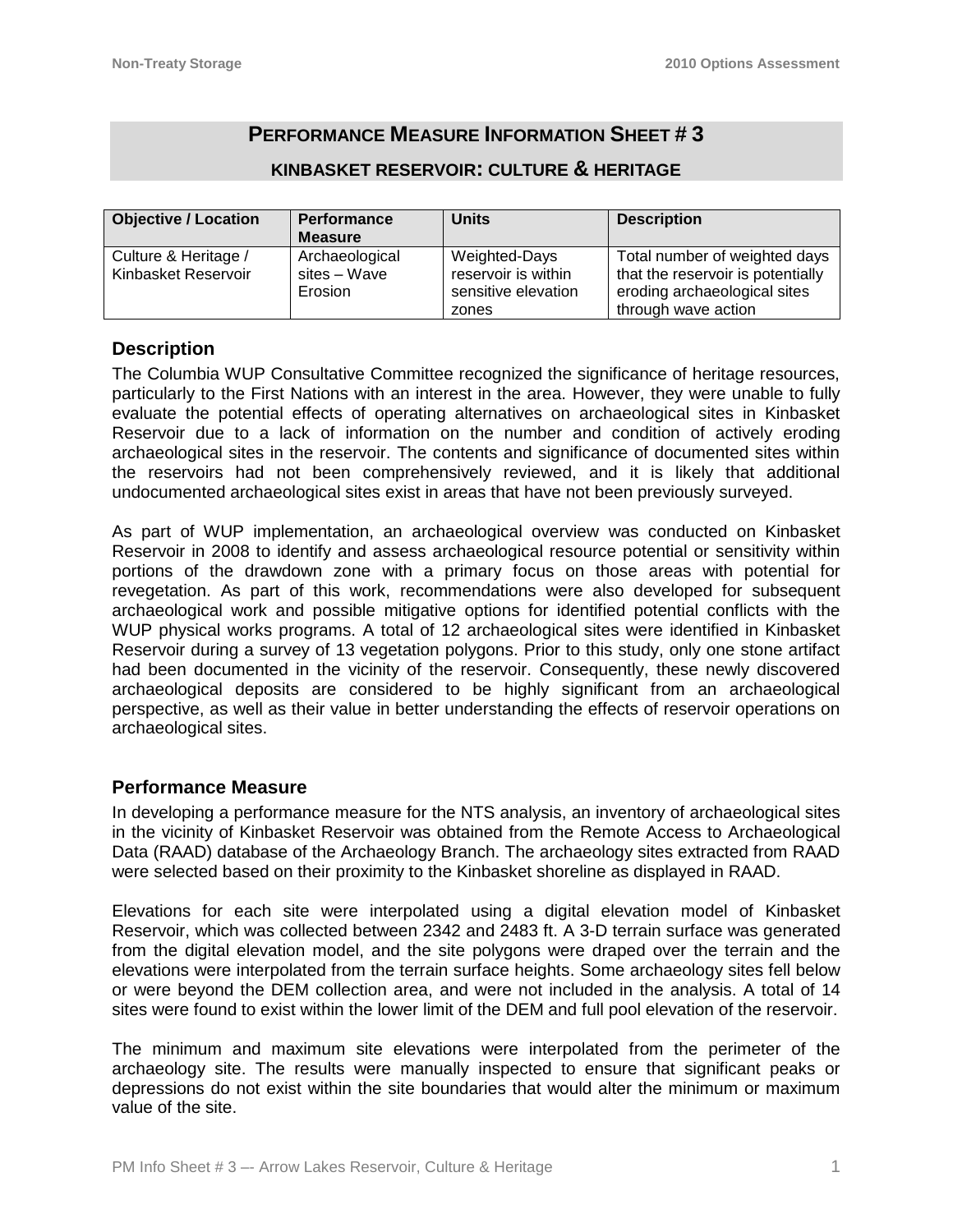# PERFORMANCE MEASURE INFORMATION SHEET # 3

## KINBASKET RESERVOIR: CULTURE & HERITAGE

| Objective / Location | Performance Measure | Units | Description |
|---|---|---|---|
| Culture & Heritage / Kinbasket Reservoir | Archaeological sites – Wave Erosion | Weighted-Days reservoir is within sensitive elevation zones | Total number of weighted days that the reservoir is potentially eroding archaeological sites through wave action |

### Description

The Columbia WUP Consultative Committee recognized the significance of heritage resources, particularly to the First Nations with an interest in the area. However, they were unable to fully evaluate the potential effects of operating alternatives on archaeological sites in Kinbasket Reservoir due to a lack of information on the number and condition of actively eroding archaeological sites in the reservoir. The contents and significance of documented sites within the reservoirs had not been comprehensively reviewed, and it is likely that additional undocumented archaeological sites exist in areas that have not been previously surveyed.

As part of WUP implementation, an archaeological overview was conducted on Kinbasket Reservoir in 2008 to identify and assess archaeological resource potential or sensitivity within portions of the drawdown zone with a primary focus on those areas with potential for revegetation. As part of this work, recommendations were also developed for subsequent archaeological work and possible mitigative options for identified potential conflicts with the WUP physical works programs. A total of 12 archaeological sites were identified in Kinbasket Reservoir during a survey of 13 vegetation polygons. Prior to this study, only one stone artifact had been documented in the vicinity of the reservoir. Consequently, these newly discovered archaeological deposits are considered to be highly significant from an archaeological perspective, as well as their value in better understanding the effects of reservoir operations on archaeological sites.

### Performance Measure

In developing a performance measure for the NTS analysis, an inventory of archaeological sites in the vicinity of Kinbasket Reservoir was obtained from the Remote Access to Archaeological Data (RAAD) database of the Archaeology Branch. The archaeology sites extracted from RAAD were selected based on their proximity to the Kinbasket shoreline as displayed in RAAD.

Elevations for each site were interpolated using a digital elevation model of Kinbasket Reservoir, which was collected between 2342 and 2483 ft. A 3-D terrain surface was generated from the digital elevation model, and the site polygons were draped over the terrain and the elevations were interpolated from the terrain surface heights. Some archaeology sites fell below or were beyond the DEM collection area, and were not included in the analysis. A total of 14 sites were found to exist within the lower limit of the DEM and full pool elevation of the reservoir.

The minimum and maximum site elevations were interpolated from the perimeter of the archaeology site. The results were manually inspected to ensure that significant peaks or depressions do not exist within the site boundaries that would alter the minimum or maximum value of the site.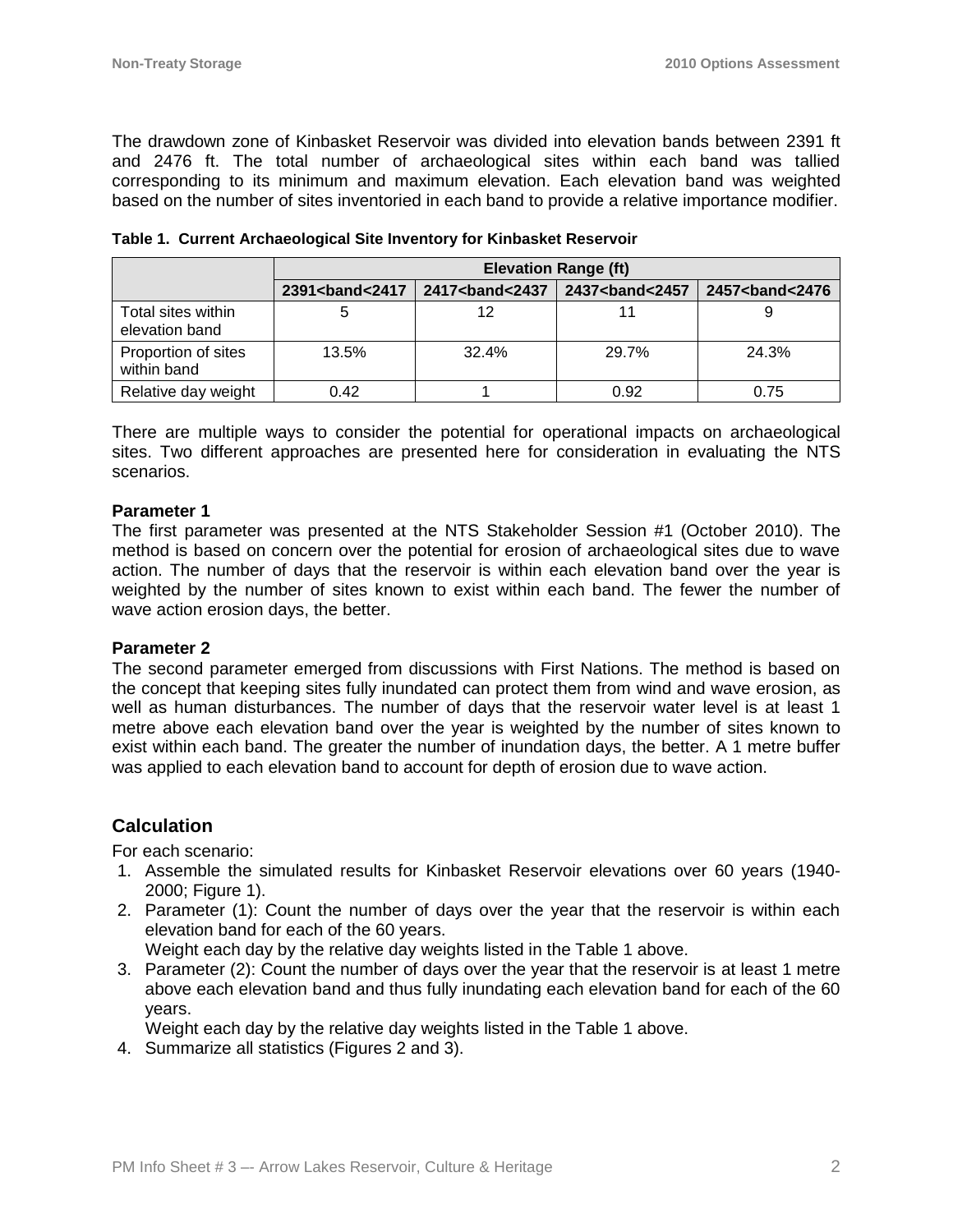The drawdown zone of Kinbasket Reservoir was divided into elevation bands between 2391 ft and 2476 ft. The total number of archaeological sites within each band was tallied corresponding to its minimum and maximum elevation. Each elevation band was weighted based on the number of sites inventoried in each band to provide a relative importance modifier.

**Table 1. Current Archaeological Site Inventory for Kinbasket Reservoir**

| | Elevation Range (ft) | | | |
|---|---|---|---|---|
| | 2391<band<2417 | 2417<band<2437 | 2437<band<2457 | 2457<band<2476 |
| Total sites within elevation band | 5 | 12 | 11 | 9 |
| Proportion of sites within band | 13.5% | 32.4% | 29.7% | 24.3% |
| Relative day weight | 0.42 | 1 | 0.92 | 0.75 |

There are multiple ways to consider the potential for operational impacts on archaeological sites. Two different approaches are presented here for consideration in evaluating the NTS scenarios.

**Parameter 1**

The first parameter was presented at the NTS Stakeholder Session #1 (October 2010). The method is based on concern over the potential for erosion of archaeological sites due to wave action. The number of days that the reservoir is within each elevation band over the year is weighted by the number of sites known to exist within each band. The fewer the number of wave action erosion days, the better.

**Parameter 2**

The second parameter emerged from discussions with First Nations. The method is based on the concept that keeping sites fully inundated can protect them from wind and wave erosion, as well as human disturbances. The number of days that the reservoir water level is at least 1 metre above each elevation band over the year is weighted by the number of sites known to exist within each band. The greater the number of inundation days, the better. A 1 metre buffer was applied to each elevation band to account for depth of erosion due to wave action.

## Calculation

For each scenario:

1. Assemble the simulated results for Kinbasket Reservoir elevations over 60 years (1940-2000; Figure 1).
2. Parameter (1): Count the number of days over the year that the reservoir is within each elevation band for each of the 60 years.
   Weight each day by the relative day weights listed in the Table 1 above.
3. Parameter (2): Count the number of days over the year that the reservoir is at least 1 metre above each elevation band and thus fully inundating each elevation band for each of the 60 years.
   Weight each day by the relative day weights listed in the Table 1 above.
4. Summarize all statistics (Figures 2 and 3).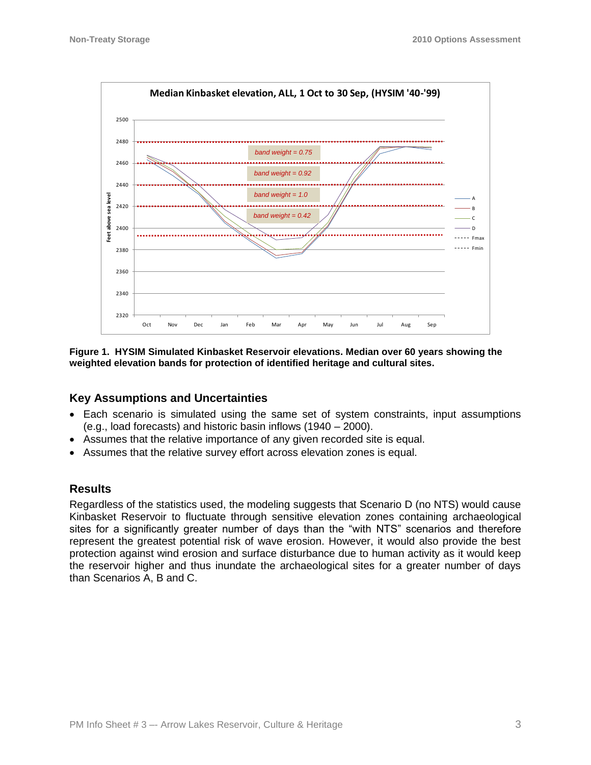**Figure 1. HYSIM Simulated Kinbasket Reservoir elevations. Median over 60 years showing the weighted elevation bands for protection of identified heritage and cultural sites.**

## Key Assumptions and Uncertainties

- Each scenario is simulated using the same set of system constraints, input assumptions (e.g., load forecasts) and historic basin inflows (1940 – 2000).
- Assumes that the relative importance of any given recorded site is equal.
- Assumes that the relative survey effort across elevation zones is equal.

## Results

Regardless of the statistics used, the modeling suggests that Scenario D (no NTS) would cause Kinbasket Reservoir to fluctuate through sensitive elevation zones containing archaeological sites for a significantly greater number of days than the "with NTS" scenarios and therefore represent the greatest potential risk of wave erosion. However, it would also provide the best protection against wind erosion and surface disturbance due to human activity as it would keep the reservoir higher and thus inundate the archaeological sites for a greater number of days than Scenarios A, B and C.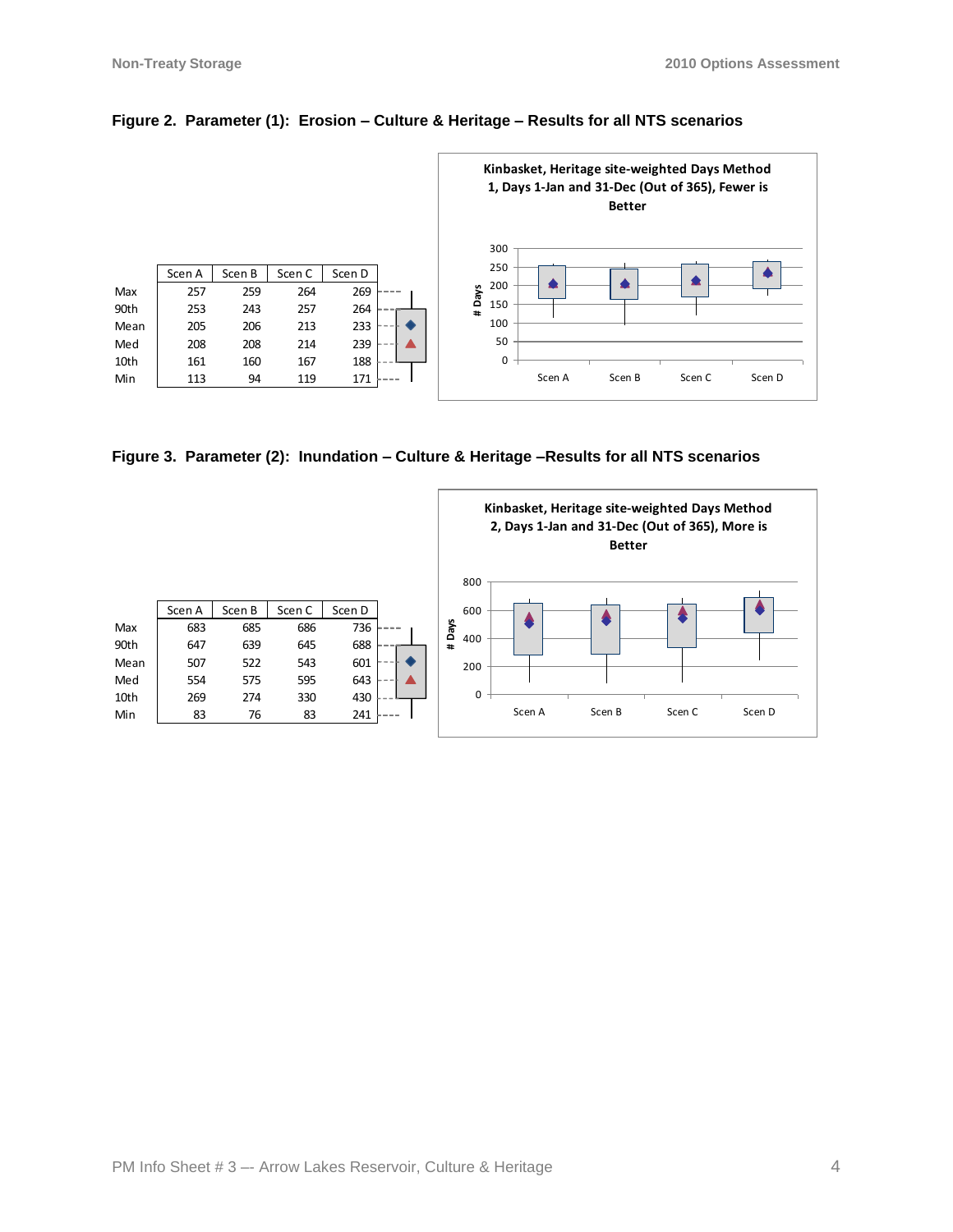**Figure 2. Parameter (1): Erosion – Culture & Heritage – Results for all NTS scenarios**

| | Scen A | Scen B | Scen C | Scen D |
|---|---|---|---|---|
| Max | 257 | 259 | 264 | 269 |
| 90th | 253 | 243 | 257 | 264 |
| Mean | 205 | 206 | 213 | 233 |
| Med | 208 | 208 | 214 | 239 |
| 10th | 161 | 160 | 167 | 188 |
| Min | 113 | 94 | 119 | 171 |

Kinbasket, Heritage site-weighted Days Method 1, Days 1-Jan and 31-Dec (Out of 365), Fewer is Better

# Days

300
250
200
150
100
50
0

Scen A
Scen B
Scen C
Scen D

**Figure 3. Parameter (2): Inundation – Culture & Heritage –Results for all NTS scenarios**

| | Scen A | Scen B | Scen C | Scen D |
|---|---|---|---|---|
| Max | 683 | 685 | 686 | 736 |
| 90th | 647 | 639 | 645 | 688 |
| Mean | 507 | 522 | 543 | 601 |
| Med | 554 | 575 | 595 | 643 |
| 10th | 269 | 274 | 330 | 430 |
| Min | 83 | 76 | 83 | 241 |

Kinbasket, Heritage site-weighted Days Method 2, Days 1-Jan and 31-Dec (Out of 365), More is Better

# Days

800
600
400
200
0

Scen A
Scen B
Scen C
Scen D